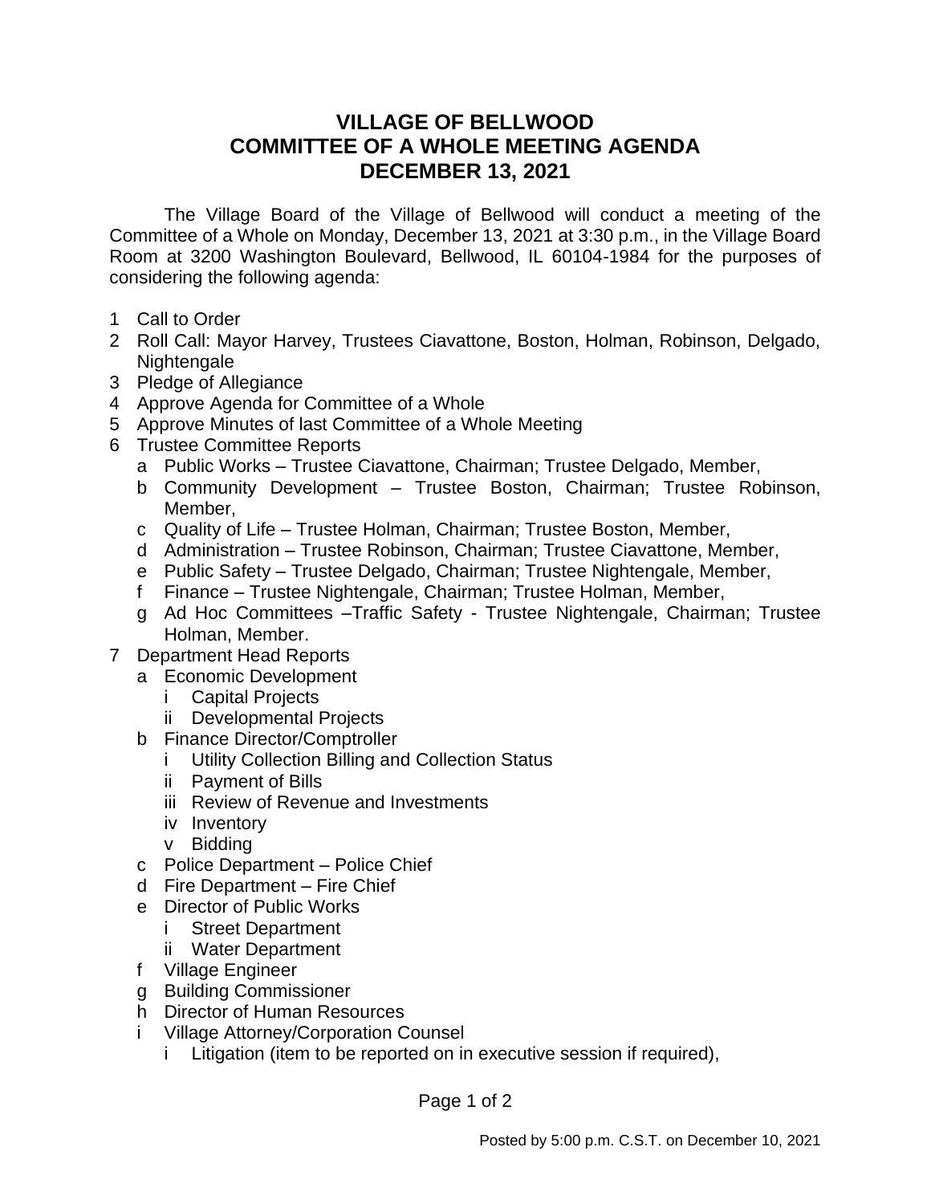# VILLAGE OF BELLWOOD
# COMMITTEE OF A WHOLE MEETING AGENDA
# DECEMBER 13, 2021

The Village Board of the Village of Bellwood will conduct a meeting of the Committee of a Whole on Monday, December 13, 2021 at 3:30 p.m., in the Village Board Room at 3200 Washington Boulevard, Bellwood, IL 60104-1984 for the purposes of considering the following agenda:

1. Call to Order
2. Roll Call: Mayor Harvey, Trustees Ciavattone, Boston, Holman, Robinson, Delgado, Nightengale
3. Pledge of Allegiance
4. Approve Agenda for Committee of a Whole
5. Approve Minutes of last Committee of a Whole Meeting
6. Trustee Committee Reports
   - a Public Works – Trustee Ciavattone, Chairman; Trustee Delgado, Member,
   - b Community Development – Trustee Boston, Chairman; Trustee Robinson, Member,
   - c Quality of Life – Trustee Holman, Chairman; Trustee Boston, Member,
   - d Administration – Trustee Robinson, Chairman; Trustee Ciavattone, Member,
   - e Public Safety – Trustee Delgado, Chairman; Trustee Nightengale, Member,
   - f Finance – Trustee Nightengale, Chairman; Trustee Holman, Member,
   - g Ad Hoc Committees –Traffic Safety - Trustee Nightengale, Chairman; Trustee Holman, Member.
7. Department Head Reports
   - a Economic Development
     - i Capital Projects
     - ii Developmental Projects
   - b Finance Director/Comptroller
     - i Utility Collection Billing and Collection Status
     - ii Payment of Bills
     - iii Review of Revenue and Investments
     - iv Inventory
     - v Bidding
   - c Police Department – Police Chief
   - d Fire Department – Fire Chief
   - e Director of Public Works
     - i Street Department
     - ii Water Department
   - f Village Engineer
   - g Building Commissioner
   - h Director of Human Resources
   - i Village Attorney/Corporation Counsel
     - i Litigation (item to be reported on in executive session if required),

Posted by 5:00 p.m. C.S.T. on December 10, 2021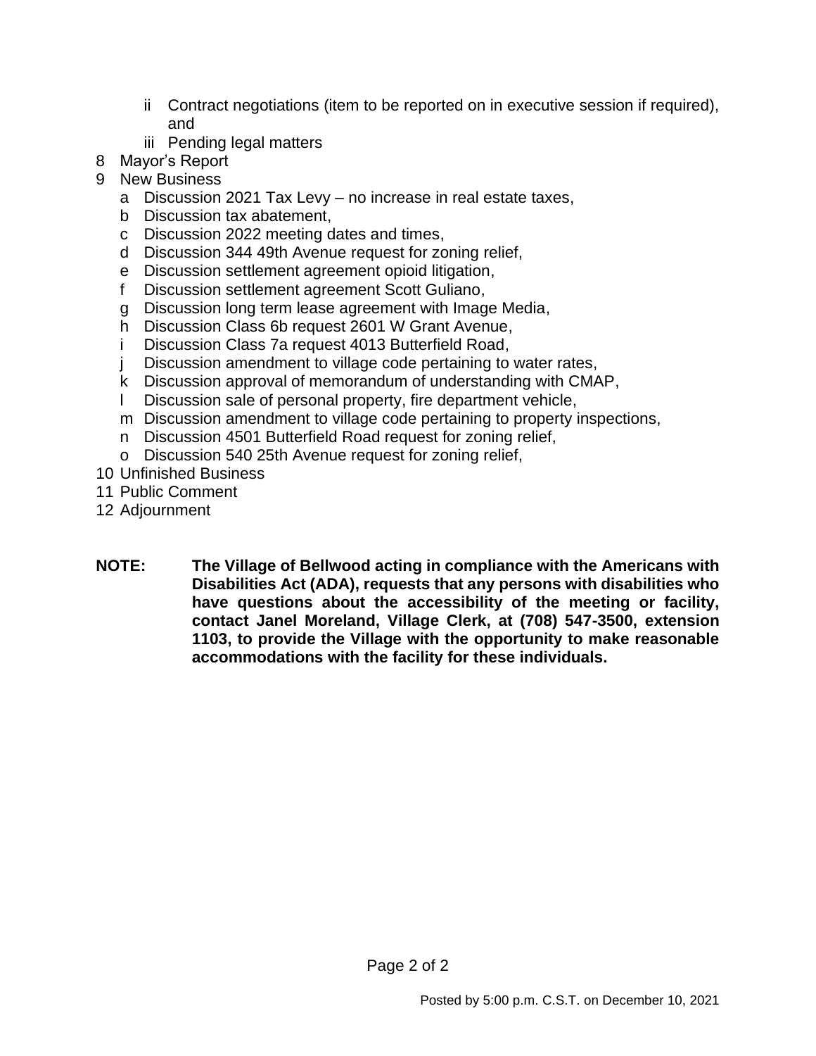- ii Contract negotiations (item to be reported on in executive session if required), and
   - iii Pending legal matters

8 Mayor's Report

9 New Business
   - a Discussion 2021 Tax Levy – no increase in real estate taxes,
   - b Discussion tax abatement,
   - c Discussion 2022 meeting dates and times,
   - d Discussion 344 49th Avenue request for zoning relief,
   - e Discussion settlement agreement opioid litigation,
   - f Discussion settlement agreement Scott Guliano,
   - g Discussion long term lease agreement with Image Media,
   - h Discussion Class 6b request 2601 W Grant Avenue,
   - i Discussion Class 7a request 4013 Butterfield Road,
   - j Discussion amendment to village code pertaining to water rates,
   - k Discussion approval of memorandum of understanding with CMAP,
   - l Discussion sale of personal property, fire department vehicle,
   - m Discussion amendment to village code pertaining to property inspections,
   - n Discussion 4501 Butterfield Road request for zoning relief,
   - o Discussion 540 25th Avenue request for zoning relief,

10 Unfinished Business

11 Public Comment

12 Adjournment

**NOTE: The Village of Bellwood acting in compliance with the Americans with Disabilities Act (ADA), requests that any persons with disabilities who have questions about the accessibility of the meeting or facility, contact Janel Moreland, Village Clerk, at (708) 547-3500, extension 1103, to provide the Village with the opportunity to make reasonable accommodations with the facility for these individuals.**

Posted by 5:00 p.m. C.S.T. on December 10, 2021